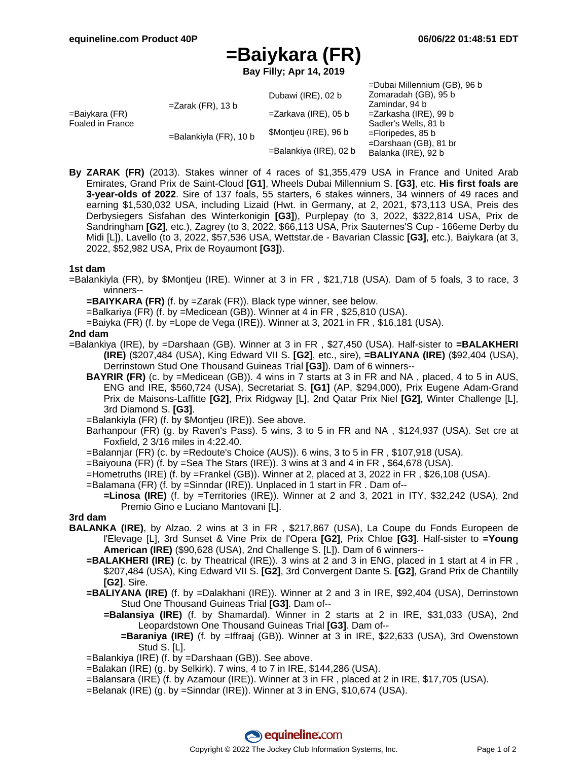# =Baiykara (FR)

**Bay Filly; Apr 14, 2019**

| | | | |
|---|---|---|---|
| =Baiykara (FR) Foaled in France | =Zarak (FR), 13 b | Dubawi (IRE), 02 b | =Dubai Millennium (GB), 96 b |
| | | | Zomaradah (GB), 95 b |
| | | =Zarkava (IRE), 05 b | Zamindar, 94 b |
| | | | =Zarkasha (IRE), 99 b |
| | =Balankiyla (FR), 10 b | $Montjeu (IRE), 96 b | Sadler's Wells, 81 b |
| | | | =Floripedes, 85 b |
| | | =Balankiya (IRE), 02 b | =Darshaan (GB), 81 br |
| | | | Balanka (IRE), 92 b |

**By ZARAK (FR)** (2013). Stakes winner of 4 races of $1,355,479 USA in France and United Arab Emirates, Grand Prix de Saint-Cloud **[G1]**, Wheels Dubai Millennium S. **[G3]**, etc. **His first foals are 3-year-olds of 2022**. Sire of 137 foals, 55 starters, 6 stakes winners, 34 winners of 49 races and earning $1,530,032 USA, including Lizaid (Hwt. in Germany, at 2, 2021, $73,113 USA, Preis des Derbysiegers Sisfahan des Winterkonigin **[G3]**), Purplepay (to 3, 2022, $322,814 USA, Prix de Sandringham **[G2]**, etc.), Zagrey (to 3, 2022, $66,113 USA, Prix Sauternes'S Cup - 166eme Derby du Midi [L]), Lavello (to 3, 2022, $57,536 USA, Wettstar.de - Bavarian Classic **[G3]**, etc.), Baiykara (at 3, 2022, $52,982 USA, Prix de Royaumont **[G3]**).

### 1st dam

=Balankiyla (FR), by $Montjeu (IRE). Winner at 3 in FR , $21,718 (USA). Dam of 5 foals, 3 to race, 3 winners--

- **=BAIYKARA (FR)** (f. by =Zarak (FR)). Black type winner, see below.
- =Balkariya (FR) (f. by =Medicean (GB)). Winner at 4 in FR , $25,810 (USA).
- =Baiyka (FR) (f. by =Lope de Vega (IRE)). Winner at 3, 2021 in FR , $16,181 (USA).

### 2nd dam

=Balankiya (IRE), by =Darshaan (GB). Winner at 3 in FR , $27,450 (USA). Half-sister to **=BALAKHERI (IRE)** ($207,484 (USA), King Edward VII S. **[G2]**, etc., sire), **=BALIYANA (IRE)** ($92,404 (USA), Derrinstown Stud One Thousand Guineas Trial **[G3]**). Dam of 6 winners--

- **BAYRIR (FR)** (c. by =Medicean (GB)). 4 wins in 7 starts at 3 in FR and NA , placed, 4 to 5 in AUS, ENG and IRE, $560,724 (USA), Secretariat S. **[G1]** (AP, $294,000), Prix Eugene Adam-Grand Prix de Maisons-Laffitte **[G2]**, Prix Ridgway [L], 2nd Qatar Prix Niel **[G2]**, Winter Challenge [L], 3rd Diamond S. **[G3]**.
- =Balankiyla (FR) (f. by $Montjeu (IRE)). See above.
- Barhanpour (FR) (g. by Raven's Pass). 5 wins, 3 to 5 in FR and NA , $124,937 (USA). Set cre at Foxfield, 2 3/16 miles in 4:22.40.
- =Balannjar (FR) (c. by =Redoute's Choice (AUS)). 6 wins, 3 to 5 in FR , $107,918 (USA).
- =Baiyouna (FR) (f. by =Sea The Stars (IRE)). 3 wins at 3 and 4 in FR , $64,678 (USA).
- =Hometruths (IRE) (f. by =Frankel (GB)). Winner at 2, placed at 3, 2022 in FR , $26,108 (USA).
- =Balamana (FR) (f. by =Sinndar (IRE)). Unplaced in 1 start in FR . Dam of--
  - **=Linosa (IRE)** (f. by =Territories (IRE)). Winner at 2 and 3, 2021 in ITY, $32,242 (USA), 2nd Premio Gino e Luciano Mantovani [L].

### 3rd dam

**BALANKA (IRE)**, by Alzao. 2 wins at 3 in FR , $217,867 (USA), La Coupe du Fonds Europeen de l'Elevage [L], 3rd Sunset & Vine Prix de l'Opera **[G2]**, Prix Chloe **[G3]**. Half-sister to **=Young American (IRE)** ($90,628 (USA), 2nd Challenge S. [L]). Dam of 6 winners--

- **=BALAKHERI (IRE)** (c. by Theatrical (IRE)). 3 wins at 2 and 3 in ENG, placed in 1 start at 4 in FR , $207,484 (USA), King Edward VII S. **[G2]**, 3rd Convergent Dante S. **[G2]**, Grand Prix de Chantilly **[G2]**. Sire.
- **=BALIYANA (IRE)** (f. by =Dalakhani (IRE)). Winner at 2 and 3 in IRE, $92,404 (USA), Derrinstown Stud One Thousand Guineas Trial **[G3]**. Dam of--
  - **=Balansiya (IRE)** (f. by Shamardal). Winner in 2 starts at 2 in IRE, $31,033 (USA), 2nd Leopardstown One Thousand Guineas Trial **[G3]**. Dam of--
    - **=Baraniya (IRE)** (f. by =Iffraaj (GB)). Winner at 3 in IRE, $22,633 (USA), 3rd Owenstown Stud S. [L].
- =Balankiya (IRE) (f. by =Darshaan (GB)). See above.
- =Balakan (IRE) (g. by Selkirk). 7 wins, 4 to 7 in IRE, $144,286 (USA).
- =Balansara (IRE) (f. by Azamour (IRE)). Winner at 3 in FR , placed at 2 in IRE, $17,705 (USA).
- =Belanak (IRE) (g. by =Sinndar (IRE)). Winner at 3 in ENG, $10,674 (USA).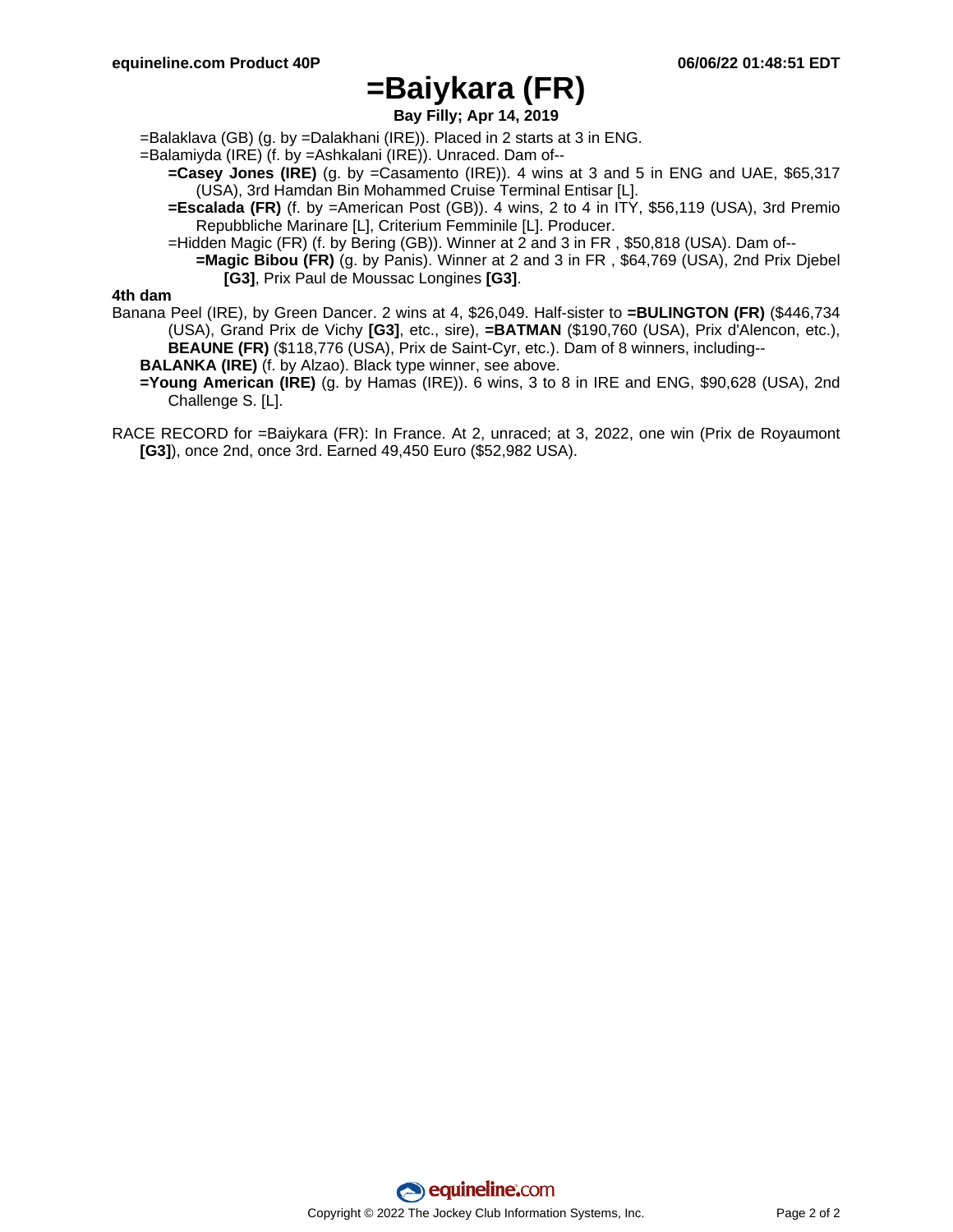# =Baiykara (FR)

**Bay Filly; Apr 14, 2019**

=Balaklava (GB) (g. by =Dalakhani (IRE)). Placed in 2 starts at 3 in ENG.

=Balamiyda (IRE) (f. by =Ashkalani (IRE)). Unraced. Dam of--

**=Casey Jones (IRE)** (g. by =Casamento (IRE)). 4 wins at 3 and 5 in ENG and UAE, $65,317 (USA), 3rd Hamdan Bin Mohammed Cruise Terminal Entisar [L].

**=Escalada (FR)** (f. by =American Post (GB)). 4 wins, 2 to 4 in ITY, $56,119 (USA), 3rd Premio Repubbliche Marinare [L], Criterium Femminile [L]. Producer.

=Hidden Magic (FR) (f. by Bering (GB)). Winner at 2 and 3 in FR , $50,818 (USA). Dam of--

**=Magic Bibou (FR)** (g. by Panis). Winner at 2 and 3 in FR , $64,769 (USA), 2nd Prix Djebel **[G3]**, Prix Paul de Moussac Longines **[G3]**.

**4th dam**

Banana Peel (IRE), by Green Dancer. 2 wins at 4, $26,049. Half-sister to **=BULINGTON (FR)** ($446,734 (USA), Grand Prix de Vichy **[G3]**, etc., sire), **=BATMAN** ($190,760 (USA), Prix d'Alencon, etc.), **BEAUNE (FR)** ($118,776 (USA), Prix de Saint-Cyr, etc.). Dam of 8 winners, including--

**BALANKA (IRE)** (f. by Alzao). Black type winner, see above.

**=Young American (IRE)** (g. by Hamas (IRE)). 6 wins, 3 to 8 in IRE and ENG, $90,628 (USA), 2nd Challenge S. [L].

RACE RECORD for =Baiykara (FR): In France. At 2, unraced; at 3, 2022, one win (Prix de Royaumont **[G3]**), once 2nd, once 3rd. Earned 49,450 Euro ($52,982 USA).